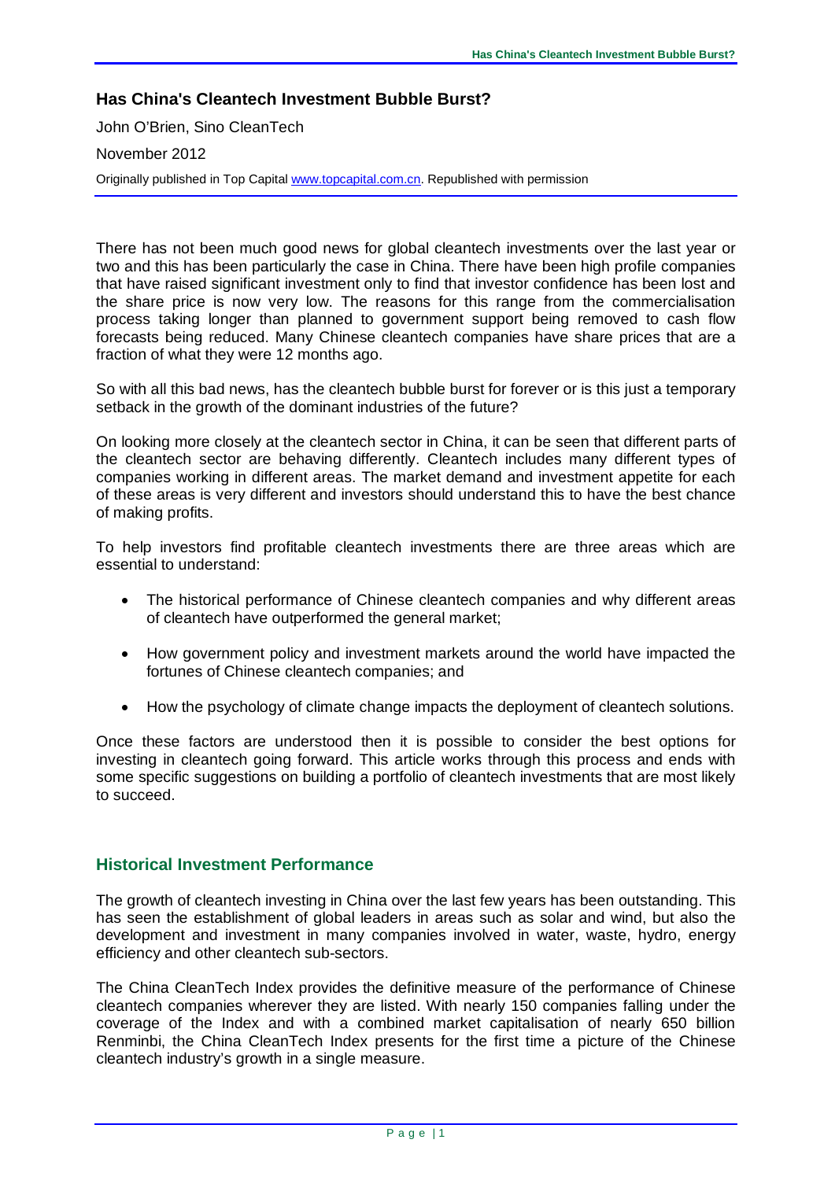# Has China's Cleantech Investment Bubble Burst?

John O'Brien, Sino CleanTech

November 2012

Originally published in Top Capital www.topcapital.com.cn. Republished with permission

There has not been much good news for global cleantech investments over the last year or two and this has been particularly the case in China. There have been high profile companies that have raised significant investment only to find that investor confidence has been lost and the share price is now very low. The reasons for this range from the commercialisation process taking longer than planned to government support being removed to cash flow forecasts being reduced. Many Chinese cleantech companies have share prices that are a fraction of what they were 12 months ago.

So with all this bad news, has the cleantech bubble burst for forever or is this just a temporary setback in the growth of the dominant industries of the future?

On looking more closely at the cleantech sector in China, it can be seen that different parts of the cleantech sector are behaving differently. Cleantech includes many different types of companies working in different areas. The market demand and investment appetite for each of these areas is very different and investors should understand this to have the best chance of making profits.

To help investors find profitable cleantech investments there are three areas which are essential to understand:

- The historical performance of Chinese cleantech companies and why different areas of cleantech have outperformed the general market;
- How government policy and investment markets around the world have impacted the fortunes of Chinese cleantech companies; and
- How the psychology of climate change impacts the deployment of cleantech solutions.

Once these factors are understood then it is possible to consider the best options for investing in cleantech going forward. This article works through this process and ends with some specific suggestions on building a portfolio of cleantech investments that are most likely to succeed.

## Historical Investment Performance

The growth of cleantech investing in China over the last few years has been outstanding. This has seen the establishment of global leaders in areas such as solar and wind, but also the development and investment in many companies involved in water, waste, hydro, energy efficiency and other cleantech sub-sectors.

The China CleanTech Index provides the definitive measure of the performance of Chinese cleantech companies wherever they are listed. With nearly 150 companies falling under the coverage of the Index and with a combined market capitalisation of nearly 650 billion Renminbi, the China CleanTech Index presents for the first time a picture of the Chinese cleantech industry's growth in a single measure.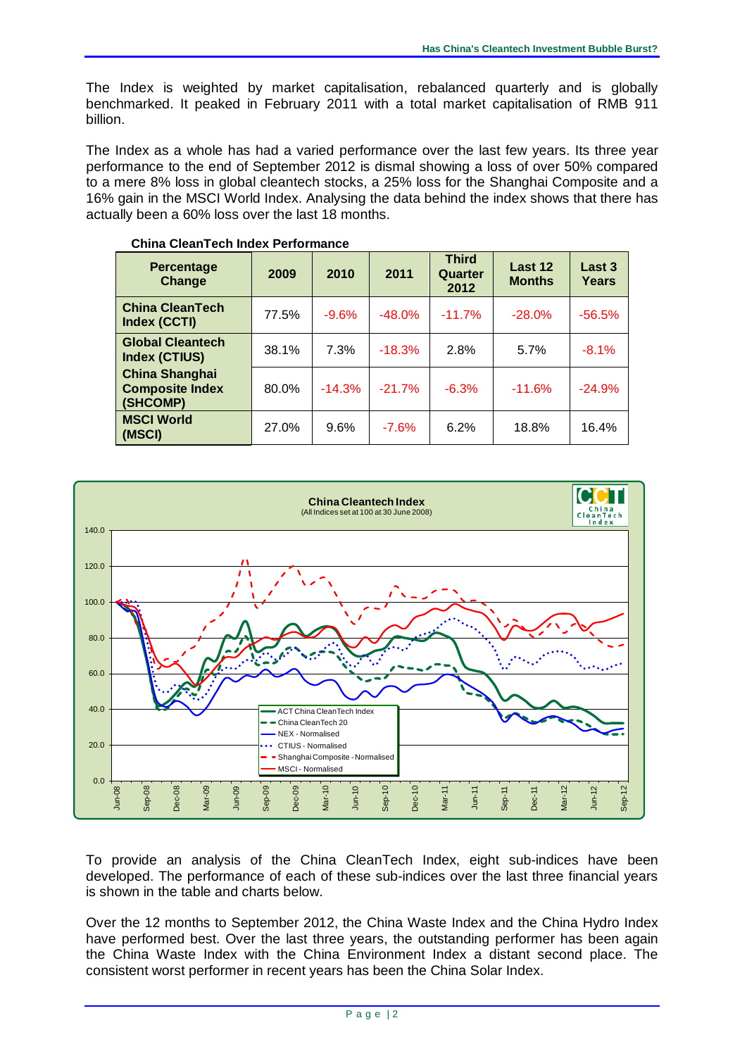The Index is weighted by market capitalisation, rebalanced quarterly and is globally benchmarked. It peaked in February 2011 with a total market capitalisation of RMB 911 billion.

The Index as a whole has had a varied performance over the last few years. Its three year performance to the end of September 2012 is dismal showing a loss of over 50% compared to a mere 8% loss in global cleantech stocks, a 25% loss for the Shanghai Composite and a 16% gain in the MSCI World Index. Analysing the data behind the index shows that there has actually been a 60% loss over the last 18 months.

**China CleanTech Index Performance**

| Percentage Change | 2009 | 2010 | 2011 | Third Quarter 2012 | Last 12 Months | Last 3 Years |
|---|---|---|---|---|---|---|
| **China CleanTech Index (CCTI)** | 77.5% | -9.6% | -48.0% | -11.7% | -28.0% | -56.5% |
| **Global Cleantech Index (CTIUS)** | 38.1% | 7.3% | -18.3% | 2.8% | 5.7% | -8.1% |
| **China Shanghai Composite Index (SHCOMP)** | 80.0% | -14.3% | -21.7% | -6.3% | -11.6% | -24.9% |
| **MSCI World (MSCI)** | 27.0% | 9.6% | -7.6% | 6.2% | 18.8% | 16.4% |

**China Cleantech Index**
(All Indices set at 100 at 30 June 2008)

To provide an analysis of the China CleanTech Index, eight sub-indices have been developed. The performance of each of these sub-indices over the last three financial years is shown in the table and charts below.

Over the 12 months to September 2012, the China Waste Index and the China Hydro Index have performed best. Over the last three years, the outstanding performer has been again the China Waste Index with the China Environment Index a distant second place. The consistent worst performer in recent years has been the China Solar Index.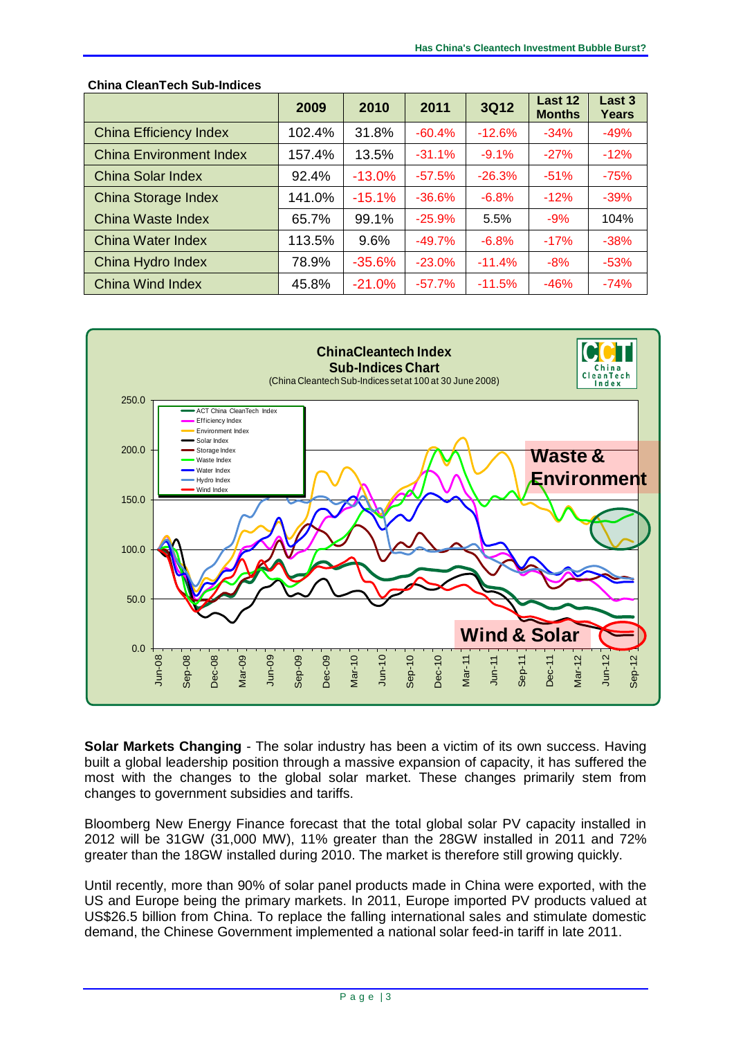**China CleanTech Sub-Indices**

| | 2009 | 2010 | 2011 | 3Q12 | Last 12 Months | Last 3 Years |
|---|---|---|---|---|---|---|
| China Efficiency Index | 102.4% | 31.8% | -60.4% | -12.6% | -34% | -49% |
| China Environment Index | 157.4% | 13.5% | -31.1% | -9.1% | -27% | -12% |
| China Solar Index | 92.4% | -13.0% | -57.5% | -26.3% | -51% | -75% |
| China Storage Index | 141.0% | -15.1% | -36.6% | -6.8% | -12% | -39% |
| China Waste Index | 65.7% | 99.1% | -25.9% | 5.5% | -9% | 104% |
| China Water Index | 113.5% | 9.6% | -49.7% | -6.8% | -17% | -38% |
| China Hydro Index | 78.9% | -35.6% | -23.0% | -11.4% | -8% | -53% |
| China Wind Index | 45.8% | -21.0% | -57.7% | -11.5% | -46% | -74% |

**ChinaCleantech Index Sub-Indices Chart**
(China Cleantech Sub-Indices set at 100 at 30 June 2008)

**Solar Markets Changing** - The solar industry has been a victim of its own success. Having built a global leadership position through a massive expansion of capacity, it has suffered the most with the changes to the global solar market. These changes primarily stem from changes to government subsidies and tariffs.

Bloomberg New Energy Finance forecast that the total global solar PV capacity installed in 2012 will be 31GW (31,000 MW), 11% greater than the 28GW installed in 2011 and 72% greater than the 18GW installed during 2010. The market is therefore still growing quickly.

Until recently, more than 90% of solar panel products made in China were exported, with the US and Europe being the primary markets. In 2011, Europe imported PV products valued at US$26.5 billion from China. To replace the falling international sales and stimulate domestic demand, the Chinese Government implemented a national solar feed-in tariff in late 2011.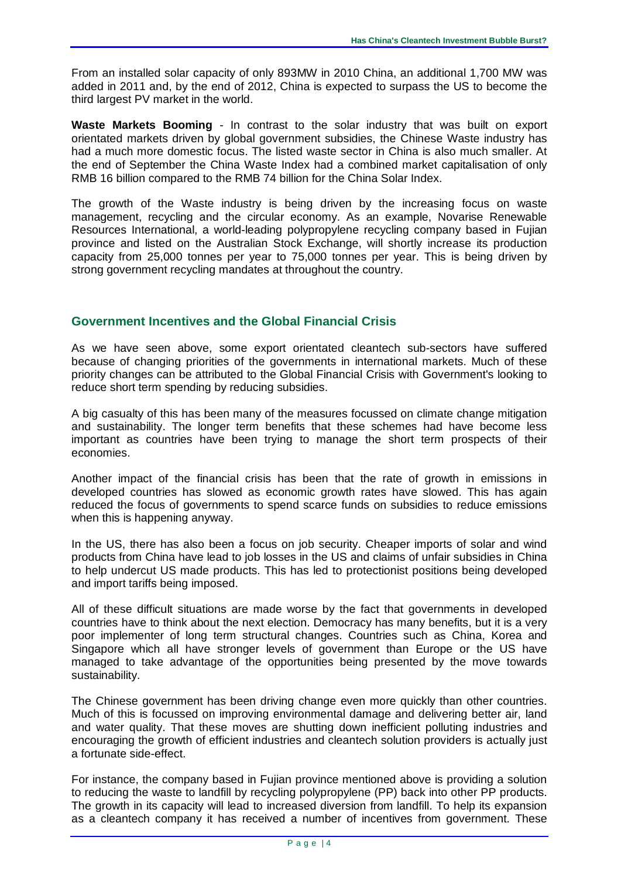From an installed solar capacity of only 893MW in 2010 China, an additional 1,700 MW was added in 2011 and, by the end of 2012, China is expected to surpass the US to become the third largest PV market in the world.

**Waste Markets Booming** - In contrast to the solar industry that was built on export orientated markets driven by global government subsidies, the Chinese Waste industry has had a much more domestic focus. The listed waste sector in China is also much smaller. At the end of September the China Waste Index had a combined market capitalisation of only RMB 16 billion compared to the RMB 74 billion for the China Solar Index.

The growth of the Waste industry is being driven by the increasing focus on waste management, recycling and the circular economy. As an example, Novarise Renewable Resources International, a world-leading polypropylene recycling company based in Fujian province and listed on the Australian Stock Exchange, will shortly increase its production capacity from 25,000 tonnes per year to 75,000 tonnes per year. This is being driven by strong government recycling mandates at throughout the country.

## Government Incentives and the Global Financial Crisis

As we have seen above, some export orientated cleantech sub-sectors have suffered because of changing priorities of the governments in international markets. Much of these priority changes can be attributed to the Global Financial Crisis with Government's looking to reduce short term spending by reducing subsidies.

A big casualty of this has been many of the measures focussed on climate change mitigation and sustainability. The longer term benefits that these schemes had have become less important as countries have been trying to manage the short term prospects of their economies.

Another impact of the financial crisis has been that the rate of growth in emissions in developed countries has slowed as economic growth rates have slowed. This has again reduced the focus of governments to spend scarce funds on subsidies to reduce emissions when this is happening anyway.

In the US, there has also been a focus on job security. Cheaper imports of solar and wind products from China have lead to job losses in the US and claims of unfair subsidies in China to help undercut US made products. This has led to protectionist positions being developed and import tariffs being imposed.

All of these difficult situations are made worse by the fact that governments in developed countries have to think about the next election. Democracy has many benefits, but it is a very poor implementer of long term structural changes. Countries such as China, Korea and Singapore which all have stronger levels of government than Europe or the US have managed to take advantage of the opportunities being presented by the move towards sustainability.

The Chinese government has been driving change even more quickly than other countries. Much of this is focussed on improving environmental damage and delivering better air, land and water quality. That these moves are shutting down inefficient polluting industries and encouraging the growth of efficient industries and cleantech solution providers is actually just a fortunate side-effect.

For instance, the company based in Fujian province mentioned above is providing a solution to reducing the waste to landfill by recycling polypropylene (PP) back into other PP products. The growth in its capacity will lead to increased diversion from landfill. To help its expansion as a cleantech company it has received a number of incentives from government. These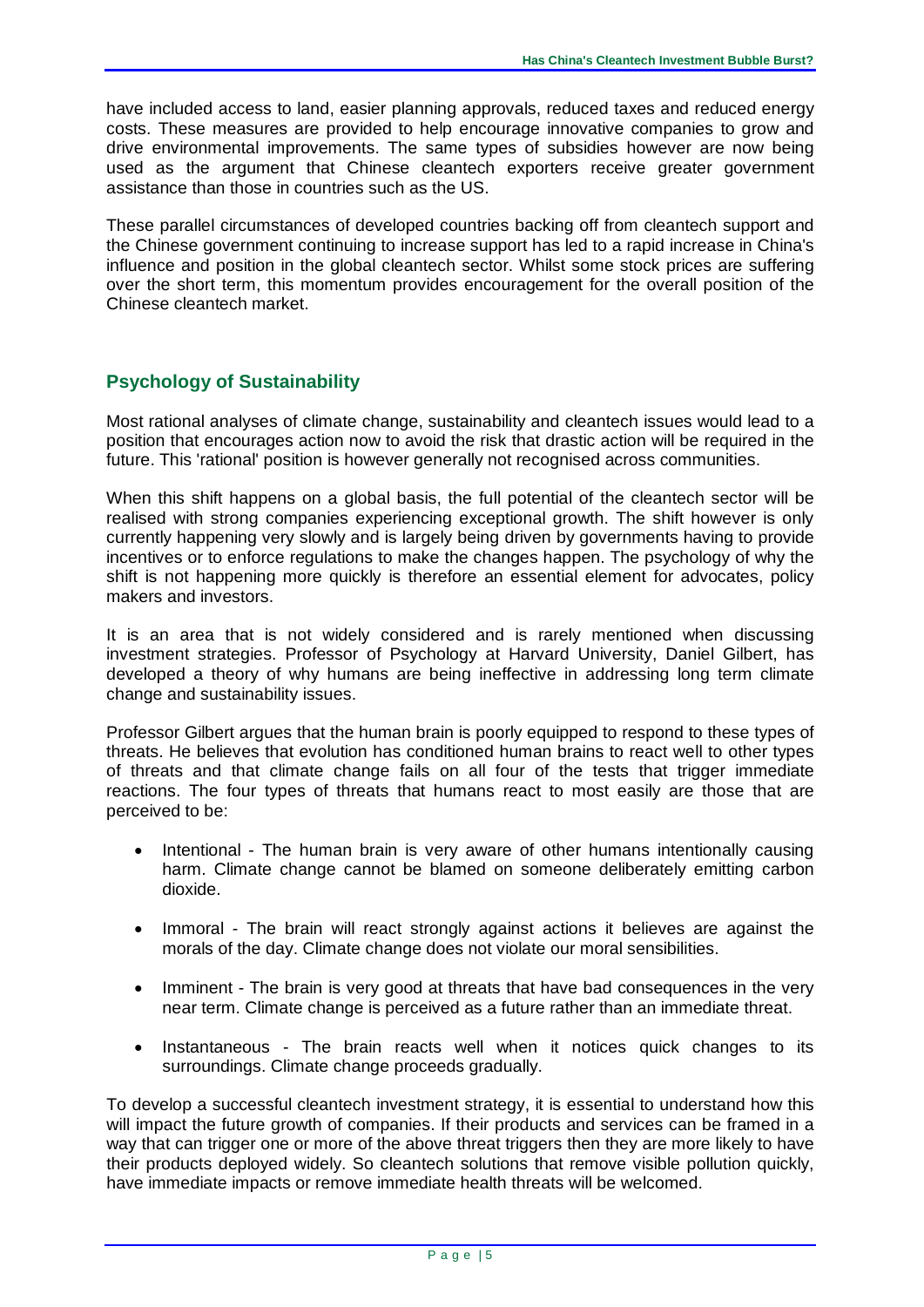have included access to land, easier planning approvals, reduced taxes and reduced energy costs. These measures are provided to help encourage innovative companies to grow and drive environmental improvements. The same types of subsidies however are now being used as the argument that Chinese cleantech exporters receive greater government assistance than those in countries such as the US.

These parallel circumstances of developed countries backing off from cleantech support and the Chinese government continuing to increase support has led to a rapid increase in China's influence and position in the global cleantech sector. Whilst some stock prices are suffering over the short term, this momentum provides encouragement for the overall position of the Chinese cleantech market.

## Psychology of Sustainability

Most rational analyses of climate change, sustainability and cleantech issues would lead to a position that encourages action now to avoid the risk that drastic action will be required in the future. This 'rational' position is however generally not recognised across communities.

When this shift happens on a global basis, the full potential of the cleantech sector will be realised with strong companies experiencing exceptional growth. The shift however is only currently happening very slowly and is largely being driven by governments having to provide incentives or to enforce regulations to make the changes happen. The psychology of why the shift is not happening more quickly is therefore an essential element for advocates, policy makers and investors.

It is an area that is not widely considered and is rarely mentioned when discussing investment strategies. Professor of Psychology at Harvard University, Daniel Gilbert, has developed a theory of why humans are being ineffective in addressing long term climate change and sustainability issues.

Professor Gilbert argues that the human brain is poorly equipped to respond to these types of threats. He believes that evolution has conditioned human brains to react well to other types of threats and that climate change fails on all four of the tests that trigger immediate reactions. The four types of threats that humans react to most easily are those that are perceived to be:

- Intentional - The human brain is very aware of other humans intentionally causing harm. Climate change cannot be blamed on someone deliberately emitting carbon dioxide.
- Immoral - The brain will react strongly against actions it believes are against the morals of the day. Climate change does not violate our moral sensibilities.
- Imminent - The brain is very good at threats that have bad consequences in the very near term. Climate change is perceived as a future rather than an immediate threat.
- Instantaneous - The brain reacts well when it notices quick changes to its surroundings. Climate change proceeds gradually.

To develop a successful cleantech investment strategy, it is essential to understand how this will impact the future growth of companies. If their products and services can be framed in a way that can trigger one or more of the above threat triggers then they are more likely to have their products deployed widely. So cleantech solutions that remove visible pollution quickly, have immediate impacts or remove immediate health threats will be welcomed.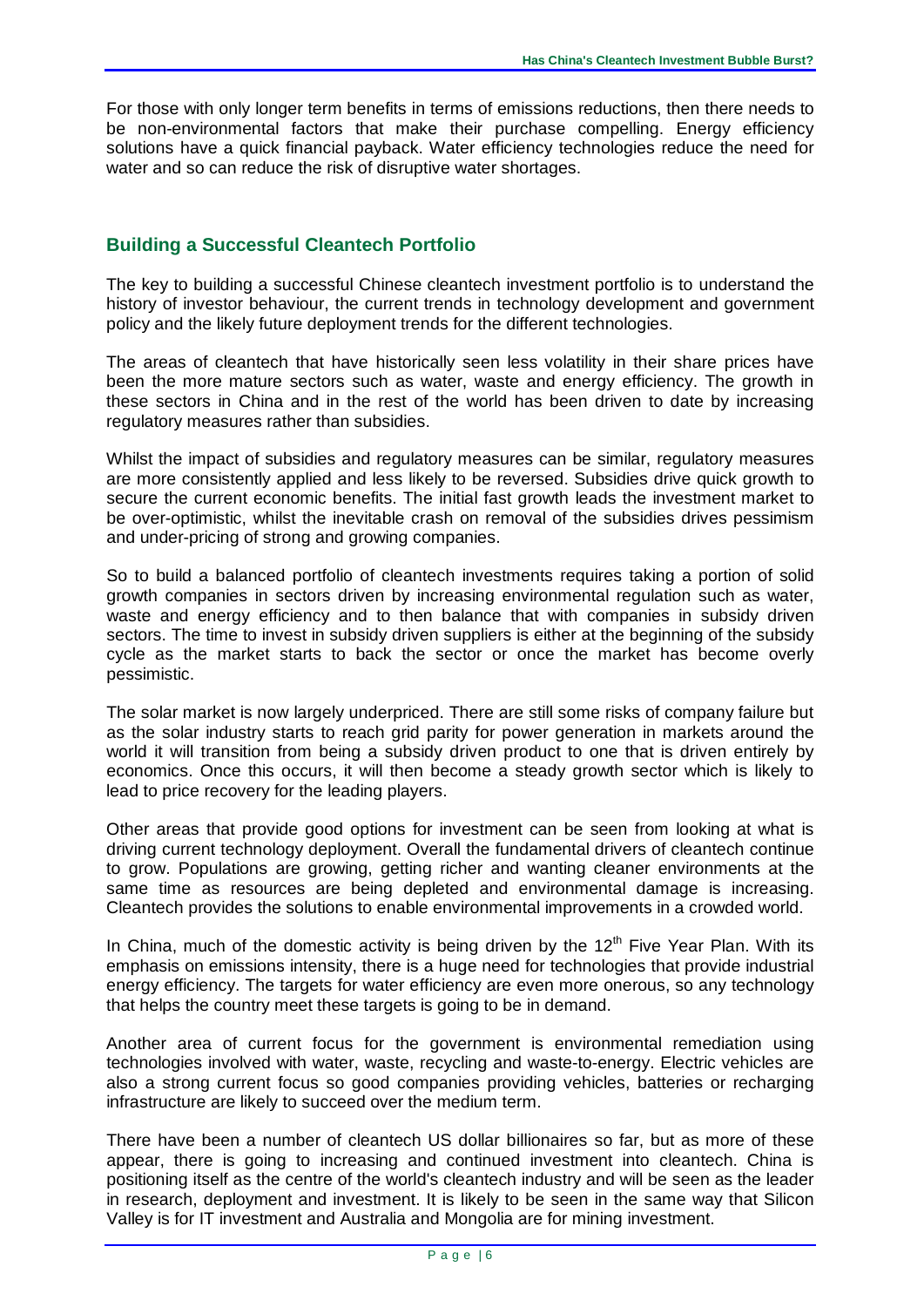For those with only longer term benefits in terms of emissions reductions, then there needs to be non-environmental factors that make their purchase compelling. Energy efficiency solutions have a quick financial payback. Water efficiency technologies reduce the need for water and so can reduce the risk of disruptive water shortages.

## Building a Successful Cleantech Portfolio

The key to building a successful Chinese cleantech investment portfolio is to understand the history of investor behaviour, the current trends in technology development and government policy and the likely future deployment trends for the different technologies.

The areas of cleantech that have historically seen less volatility in their share prices have been the more mature sectors such as water, waste and energy efficiency. The growth in these sectors in China and in the rest of the world has been driven to date by increasing regulatory measures rather than subsidies.

Whilst the impact of subsidies and regulatory measures can be similar, regulatory measures are more consistently applied and less likely to be reversed. Subsidies drive quick growth to secure the current economic benefits. The initial fast growth leads the investment market to be over-optimistic, whilst the inevitable crash on removal of the subsidies drives pessimism and under-pricing of strong and growing companies.

So to build a balanced portfolio of cleantech investments requires taking a portion of solid growth companies in sectors driven by increasing environmental regulation such as water, waste and energy efficiency and to then balance that with companies in subsidy driven sectors. The time to invest in subsidy driven suppliers is either at the beginning of the subsidy cycle as the market starts to back the sector or once the market has become overly pessimistic.

The solar market is now largely underpriced. There are still some risks of company failure but as the solar industry starts to reach grid parity for power generation in markets around the world it will transition from being a subsidy driven product to one that is driven entirely by economics. Once this occurs, it will then become a steady growth sector which is likely to lead to price recovery for the leading players.

Other areas that provide good options for investment can be seen from looking at what is driving current technology deployment. Overall the fundamental drivers of cleantech continue to grow. Populations are growing, getting richer and wanting cleaner environments at the same time as resources are being depleted and environmental damage is increasing. Cleantech provides the solutions to enable environmental improvements in a crowded world.

In China, much of the domestic activity is being driven by the 12th Five Year Plan. With its emphasis on emissions intensity, there is a huge need for technologies that provide industrial energy efficiency. The targets for water efficiency are even more onerous, so any technology that helps the country meet these targets is going to be in demand.

Another area of current focus for the government is environmental remediation using technologies involved with water, waste, recycling and waste-to-energy. Electric vehicles are also a strong current focus so good companies providing vehicles, batteries or recharging infrastructure are likely to succeed over the medium term.

There have been a number of cleantech US dollar billionaires so far, but as more of these appear, there is going to increasing and continued investment into cleantech. China is positioning itself as the centre of the world's cleantech industry and will be seen as the leader in research, deployment and investment. It is likely to be seen in the same way that Silicon Valley is for IT investment and Australia and Mongolia are for mining investment.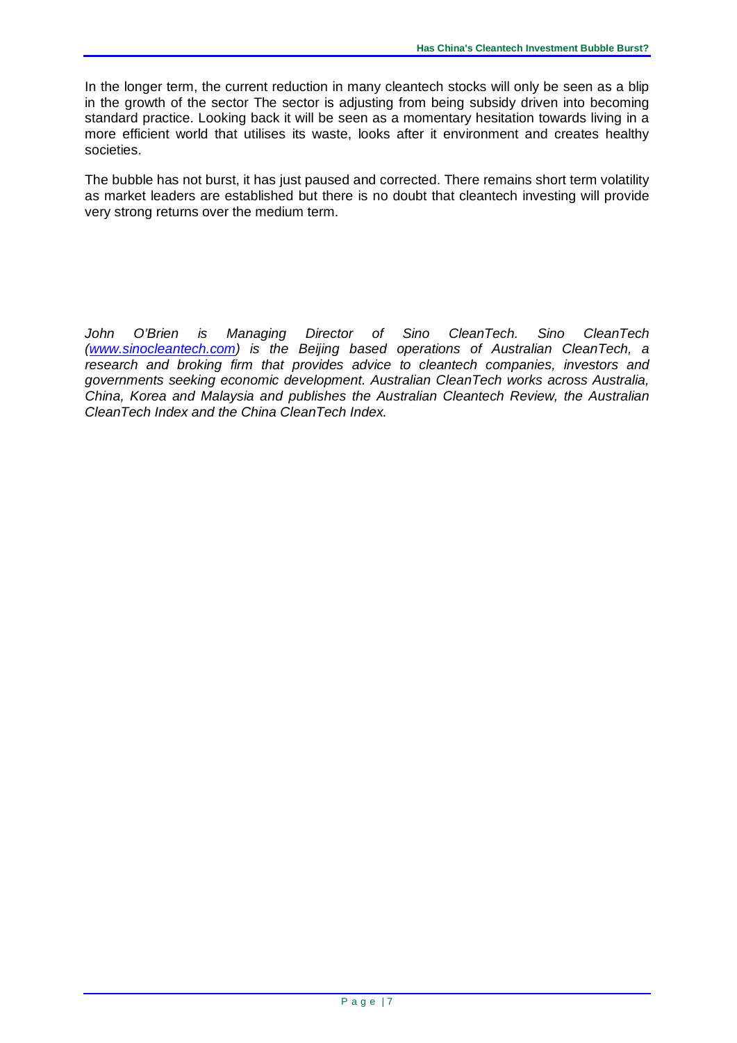In the longer term, the current reduction in many cleantech stocks will only be seen as a blip in the growth of the sector The sector is adjusting from being subsidy driven into becoming standard practice. Looking back it will be seen as a momentary hesitation towards living in a more efficient world that utilises its waste, looks after it environment and creates healthy societies.

The bubble has not burst, it has just paused and corrected. There remains short term volatility as market leaders are established but there is no doubt that cleantech investing will provide very strong returns over the medium term.

*John O'Brien is Managing Director of Sino CleanTech. Sino CleanTech ([www.sinocleantech.com](http://www.sinocleantech.com)) is the Beijing based operations of Australian CleanTech, a research and broking firm that provides advice to cleantech companies, investors and governments seeking economic development. Australian CleanTech works across Australia, China, Korea and Malaysia and publishes the Australian Cleantech Review, the Australian CleanTech Index and the China CleanTech Index.*